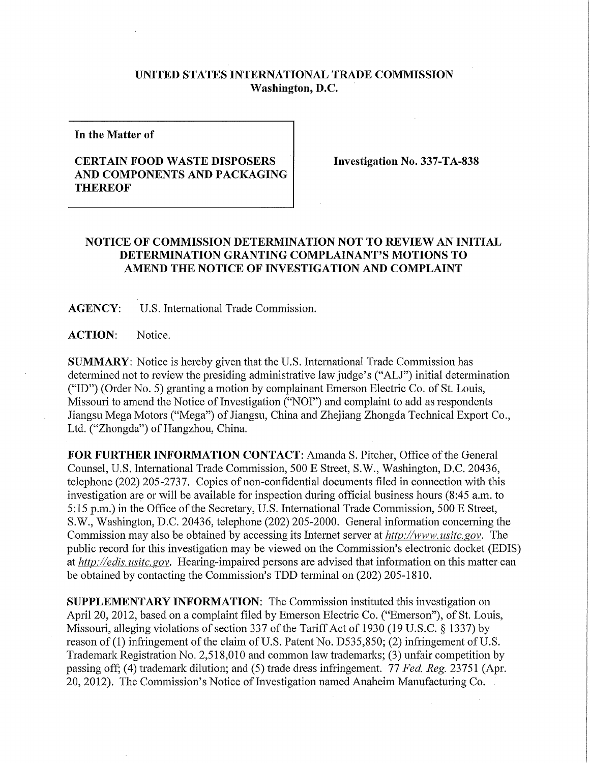**UNITED STATES INTERNATIONAL TRADE COMMISSION**
**Washington, D.C.**

**In the Matter of**

**CERTAIN FOOD WASTE DISPOSERS AND COMPONENTS AND PACKAGING THEREOF**

**Investigation No. 337-TA-838**

## NOTICE OF COMMISSION DETERMINATION NOT TO REVIEW AN INITIAL DETERMINATION GRANTING COMPLAINANT'S MOTIONS TO AMEND THE NOTICE OF INVESTIGATION AND COMPLAINT

**AGENCY:** U.S. International Trade Commission.

**ACTION:** Notice.

**SUMMARY:** Notice is hereby given that the U.S. International Trade Commission has determined not to review the presiding administrative law judge's ("ALJ") initial determination ("ID") (Order No. 5) granting a motion by complainant Emerson Electric Co. of St. Louis, Missouri to amend the Notice of Investigation ("NOI") and complaint to add as respondents Jiangsu Mega Motors ("Mega") of Jiangsu, China and Zhejiang Zhongda Technical Export Co., Ltd. ("Zhongda") of Hangzhou, China.

**FOR FURTHER INFORMATION CONTACT:** Amanda S. Pitcher, Office of the General Counsel, U.S. International Trade Commission, 500 E Street, S.W., Washington, D.C. 20436, telephone (202) 205-2737. Copies of non-confidential documents filed in connection with this investigation are or will be available for inspection during official business hours (8:45 a.m. to 5:15 p.m.) in the Office of the Secretary, U.S. International Trade Commission, 500 E Street, S.W., Washington, D.C. 20436, telephone (202) 205-2000. General information concerning the Commission may also be obtained by accessing its Internet server at *http://www.usitc.gov*. The public record for this investigation may be viewed on the Commission's electronic docket (EDIS) at *http://edis.usitc.gov*. Hearing-impaired persons are advised that information on this matter can be obtained by contacting the Commission's TDD terminal on (202) 205-1810.

**SUPPLEMENTARY INFORMATION:** The Commission instituted this investigation on April 20, 2012, based on a complaint filed by Emerson Electric Co. ("Emerson"), of St. Louis, Missouri, alleging violations of section 337 of the Tariff Act of 1930 (19 U.S.C. § 1337) by reason of (1) infringement of the claim of U.S. Patent No. D535,850; (2) infringement of U.S. Trademark Registration No. 2,518,010 and common law trademarks; (3) unfair competition by passing off; (4) trademark dilution; and (5) trade dress infringement. 77 *Fed. Reg.* 23751 (Apr. 20, 2012). The Commission's Notice of Investigation named Anaheim Manufacturing Co.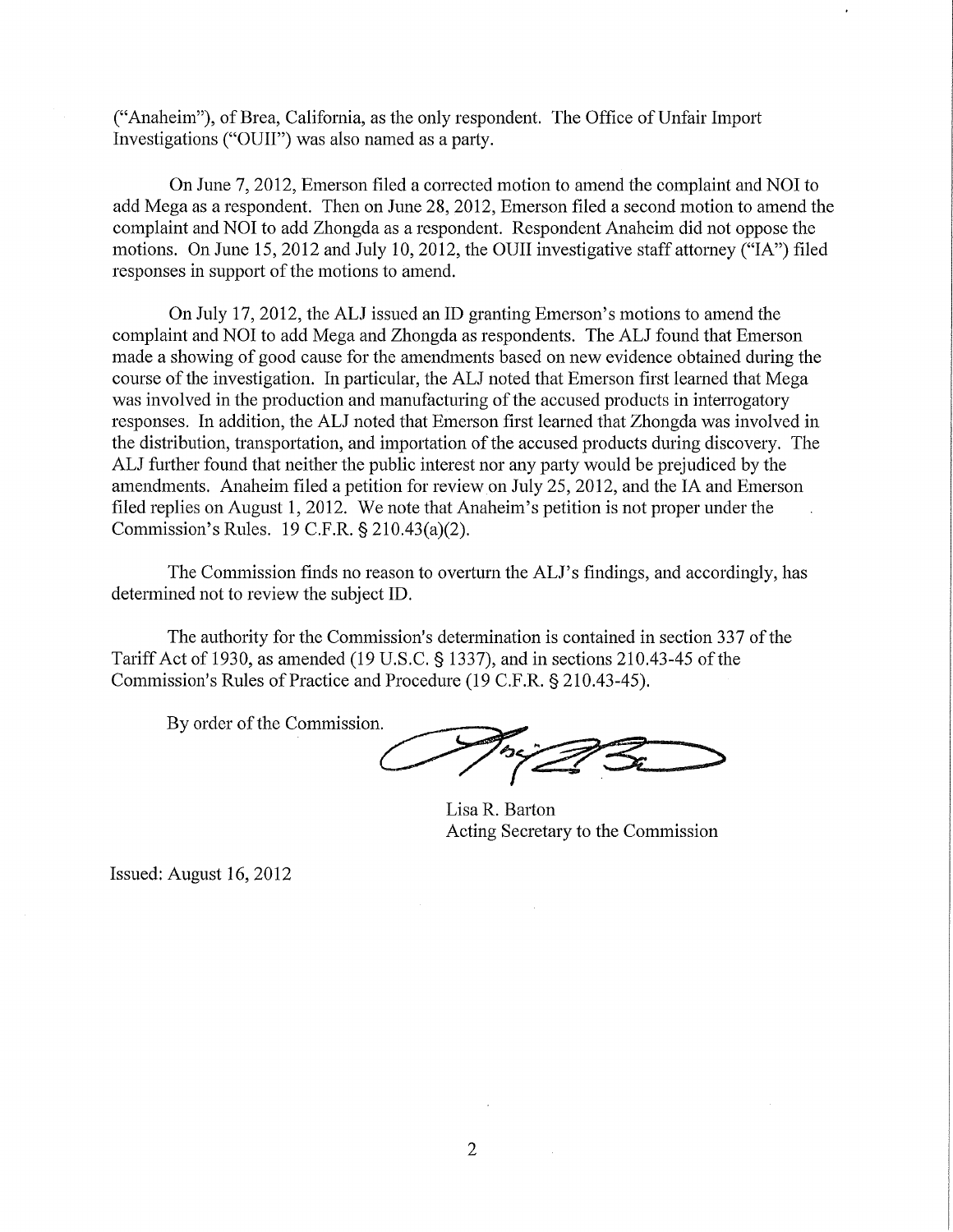("Anaheim"), of Brea, California, as the only respondent. The Office of Unfair Import Investigations ("OUII") was also named as a party.

On June 7, 2012, Emerson filed a corrected motion to amend the complaint and NOI to add Mega as a respondent. Then on June 28, 2012, Emerson filed a second motion to amend the complaint and NOI to add Zhongda as a respondent. Respondent Anaheim did not oppose the motions. On June 15, 2012 and July 10, 2012, the OUII investigative staff attorney ("IA") filed responses in support of the motions to amend.

On July 17, 2012, the ALJ issued an ID granting Emerson's motions to amend the complaint and NOI to add Mega and Zhongda as respondents. The ALJ found that Emerson made a showing of good cause for the amendments based on new evidence obtained during the course of the investigation. In particular, the ALJ noted that Emerson first learned that Mega was involved in the production and manufacturing of the accused products in interrogatory responses. In addition, the ALJ noted that Emerson first learned that Zhongda was involved in the distribution, transportation, and importation of the accused products during discovery. The ALJ further found that neither the public interest nor any party would be prejudiced by the amendments. Anaheim filed a petition for review on July 25, 2012, and the IA and Emerson filed replies on August 1, 2012. We note that Anaheim's petition is not proper under the Commission's Rules. 19 C.F.R. § 210.43(a)(2).

The Commission finds no reason to overturn the ALJ's findings, and accordingly, has determined not to review the subject ID.

The authority for the Commission's determination is contained in section 337 of the Tariff Act of 1930, as amended (19 U.S.C. § 1337), and in sections 210.43-45 of the Commission's Rules of Practice and Procedure (19 C.F.R. § 210.43-45).

By order of the Commission.

Lisa R. Barton
Acting Secretary to the Commission

Issued: August 16, 2012